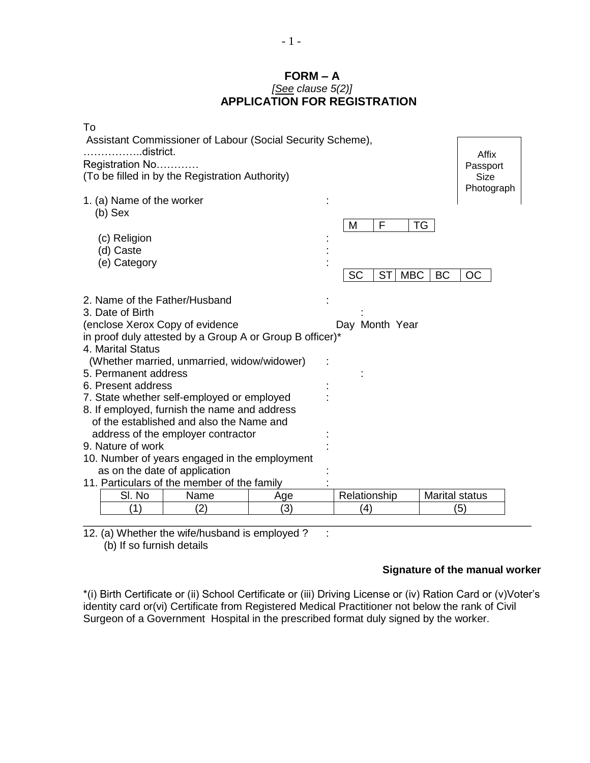**FORM – A**

*[See clause 5(2)]*

**APPLICATION FOR REGISTRATION**

To

Assistant Commissioner of Labour (Social Security Scheme),

……………..district.

Registration No…………

(To be filled in by the Registration Authority)

Affix Passport Size Photograph

1. (a) Name of the worker :

   (b) Sex

   | M | F | TG |
   |---|---|---|

   (c) Religion :

   (d) Caste :

   (e) Category :

   | SC | ST | MBC | BC | OC |
   |---|---|---|---|---|

2. Name of the Father/Husband :
3. Date of Birth :

   (enclose Xerox Copy of evidence in proof duly attested by a Group A or Group B officer)* — Day Month Year
4. Marital Status (Whether married, unmarried, widow/widower) :
5. Permanent address :
6. Present address :
7. State whether self-employed or employed :
8. If employed, furnish the name and address of the established and also the Name and address of the employer contractor :
9. Nature of work :
10. Number of years engaged in the employment as on the date of application :
11. Particulars of the member of the family :

| Sl. No | Name | Age | Relationship | Marital status |
|---|---|---|---|---|
| (1) | (2) | (3) | (4) | (5) |

12. (a) Whether the wife/husband is employed? :

    (b) If so furnish details

**Signature of the manual worker**

*(i) Birth Certificate or (ii) School Certificate or (iii) Driving License or (iv) Ration Card or (v)Voter's identity card or(vi) Certificate from Registered Medical Practitioner not below the rank of Civil Surgeon of a Government Hospital in the prescribed format duly signed by the worker.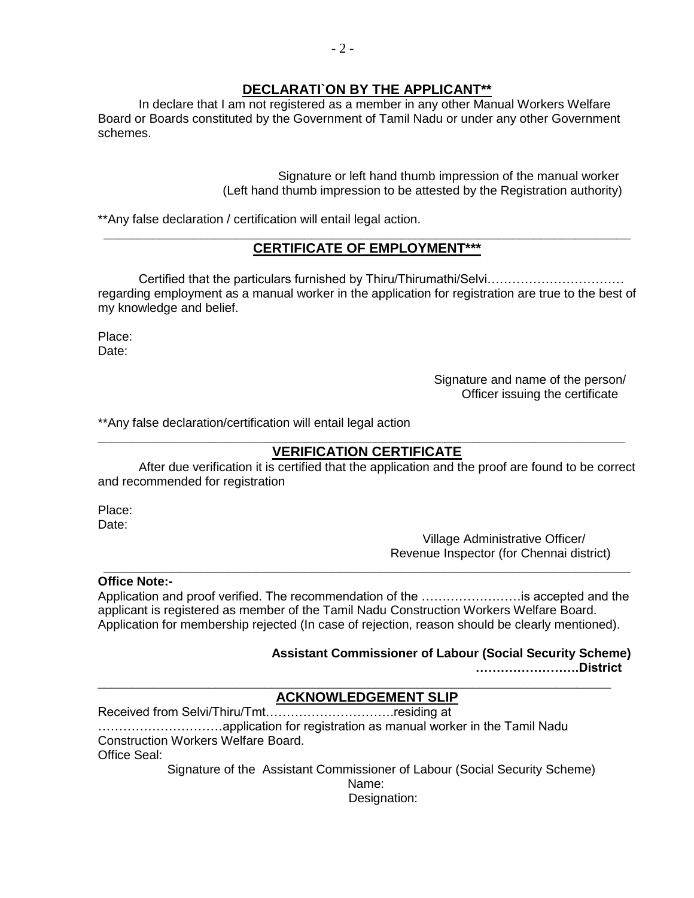## DECLARATI`ON BY THE APPLICANT**

In declare that I am not registered as a member in any other Manual Workers Welfare Board or Boards constituted by the Government of Tamil Nadu or under any other Government schemes.

Signature or left hand thumb impression of the manual worker
(Left hand thumb impression to be attested by the Registration authority)

**Any false declaration / certification will entail legal action.

---

## CERTIFICATE OF EMPLOYMENT***

Certified that the particulars furnished by Thiru/Thirumathi/Selvi…………………………… regarding employment as a manual worker in the application for registration are true to the best of my knowledge and belief.

Place:
Date:

Signature and name of the person/
Officer issuing the certificate

**Any false declaration/certification will entail legal action

---

## VERIFICATION CERTIFICATE

After due verification it is certified that the application and the proof are found to be correct and recommended for registration

Place:
Date:

Village Administrative Officer/
Revenue Inspector (for Chennai district)

---

**Office Note:-**

Application and proof verified. The recommendation of the ……………………is accepted and the applicant is registered as member of the Tamil Nadu Construction Workers Welfare Board.
Application for membership rejected (In case of rejection, reason should be clearly mentioned).

**Assistant Commissioner of Labour (Social Security Scheme)**
**…………………….District**

---

## ACKNOWLEDGEMENT SLIP

Received from Selvi/Thiru/Tmt………………………….residing at …………………………application for registration as manual worker in the Tamil Nadu Construction Workers Welfare Board.

Office Seal:

Signature of the Assistant Commissioner of Labour (Social Security Scheme)
Name:
Designation: